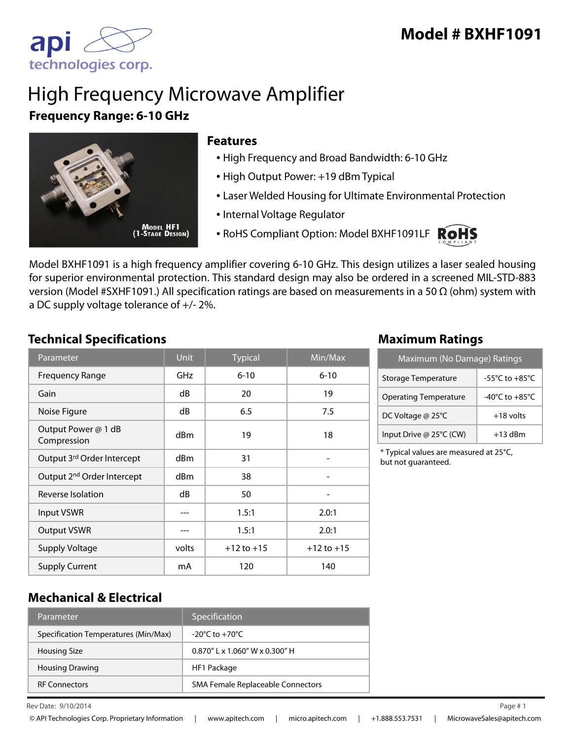# Model # BXHF1091

api technologies corp.

# High Frequency Microwave Amplifier

**Frequency Range: 6-10 GHz**

Model HF1 (1-Stage Design)

## Features

- High Frequency and Broad Bandwidth: 6-10 GHz
- High Output Power: +19 dBm Typical
- Laser Welded Housing for Ultimate Environmental Protection
- Internal Voltage Regulator
- RoHS Compliant Option: Model BXHF1091LF

Model BXHF1091 is a high frequency amplifier covering 6-10 GHz. This design utilizes a laser sealed housing for superior environmental protection. This standard design may also be ordered in a screened MIL-STD-883 version (Model #SXHF1091.) All specification ratings are based on measurements in a 50 Ω (ohm) system with a DC supply voltage tolerance of +/- 2%.

## Technical Specifications

| Parameter | Unit | Typical | Min/Max |
|---|---|---|---|
| Frequency Range | GHz | 6-10 | 6-10 |
| Gain | dB | 20 | 19 |
| Noise Figure | dB | 6.5 | 7.5 |
| Output Power @ 1 dB Compression | dBm | 19 | 18 |
| Output 3rd Order Intercept | dBm | 31 | - |
| Output 2nd Order Intercept | dBm | 38 | - |
| Reverse Isolation | dB | 50 | - |
| Input VSWR | --- | 1.5:1 | 2.0:1 |
| Output VSWR | --- | 1.5:1 | 2.0:1 |
| Supply Voltage | volts | +12 to +15 | +12 to +15 |
| Supply Current | mA | 120 | 140 |

## Maximum Ratings

| Maximum (No Damage) Ratings | |
|---|---|
| Storage Temperature | -55°C to +85°C |
| Operating Temperature | -40°C to +85°C |
| DC Voltage @ 25°C | +18 volts |
| Input Drive @ 25°C (CW) | +13 dBm |

* Typical values are measured at 25°C, but not guaranteed.

## Mechanical & Electrical

| Parameter | Specification |
|---|---|
| Specification Temperatures (Min/Max) | -20°C to +70°C |
| Housing Size | 0.870" L x 1.060" W x 0.300" H |
| Housing Drawing | HF1 Package |
| RF Connectors | SMA Female Replaceable Connectors |

Rev Date: 9/10/2014

© API Technologies Corp. Proprietary Information | www.apitech.com | micro.apitech.com | +1.888.553.7531 | MicrowaveSales@apitech.com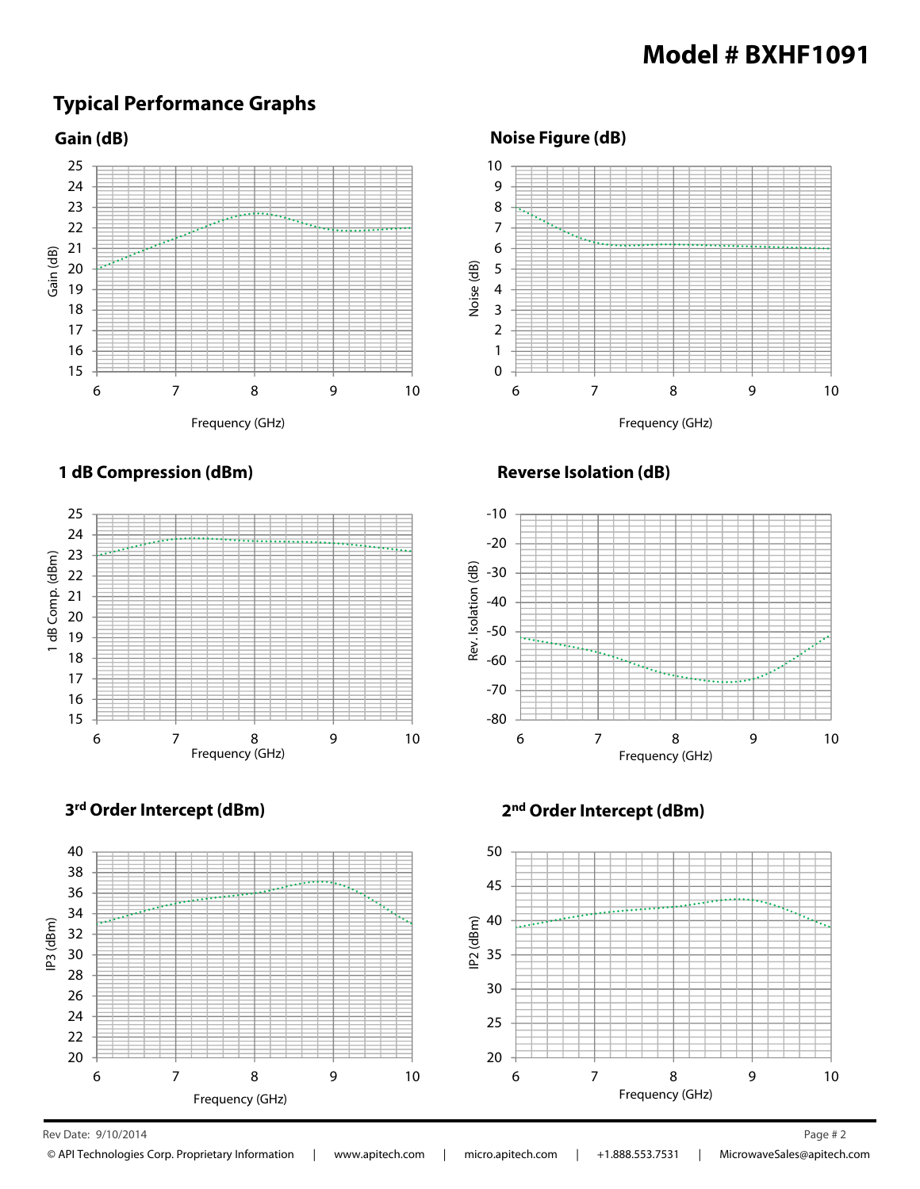# Model # BXHF1091

## Typical Performance Graphs

### Gain (dB)

### Noise Figure (dB)

### 1 dB Compression (dBm)

### Reverse Isolation (dB)

### 3rd Order Intercept (dBm)

### 2nd Order Intercept (dBm)

Rev Date: 9/10/2014

© API Technologies Corp. Proprietary Information | www.apitech.com | micro.apitech.com | +1.888.553.7531 | MicrowaveSales@apitech.com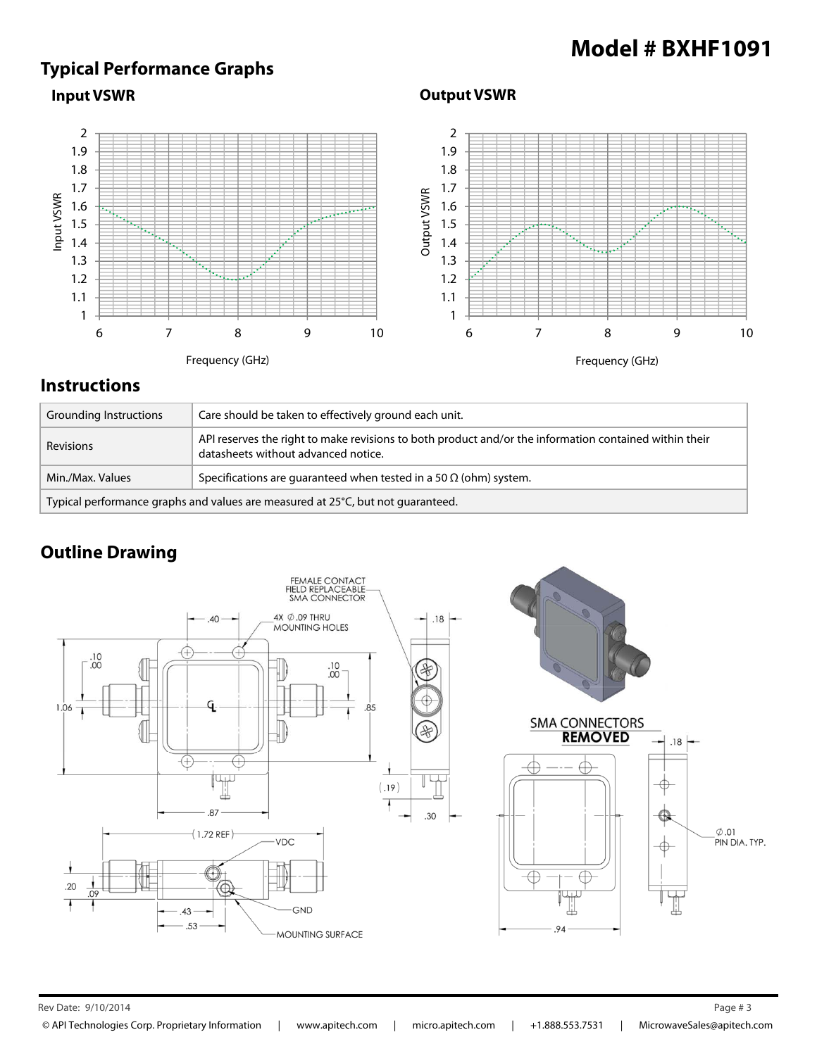# Model # BXHF1091

## Typical Performance Graphs

### Input VSWR

Input VSWR

2
1.9
1.8
1.7
1.6
1.5
1.4
1.3
1.2
1.1
1

6 7 8 9 10

Frequency (GHz)

### Output VSWR

Output VSWR

2
1.9
1.8
1.7
1.6
1.5
1.4
1.3
1.2
1.1
1

6 7 8 9 10

Frequency (GHz)

## Instructions

| | |
|---|---|
| Grounding Instructions | Care should be taken to effectively ground each unit. |
| Revisions | API reserves the right to make revisions to both product and/or the information contained within their datasheets without advanced notice. |
| Min./Max. Values | Specifications are guaranteed when tested in a 50 Ω (ohm) system. |
| Typical performance graphs and values are measured at 25°C, but not guaranteed. | |

## Outline Drawing

FEMALE CONTACT FIELD REPLACEABLE SMA CONNECTOR

4X ∅ .09 THRU MOUNTING HOLES

.40
.18
.10
.00
.10
.00
1.06
.85
(.19)
.87
.30
(1.72 REF)
VDC
.20
.09
.43
.53
GND
MOUNTING SURFACE

SMA CONNECTORS **REMOVED**

.18
∅ .01 PIN DIA. TYP.
.94